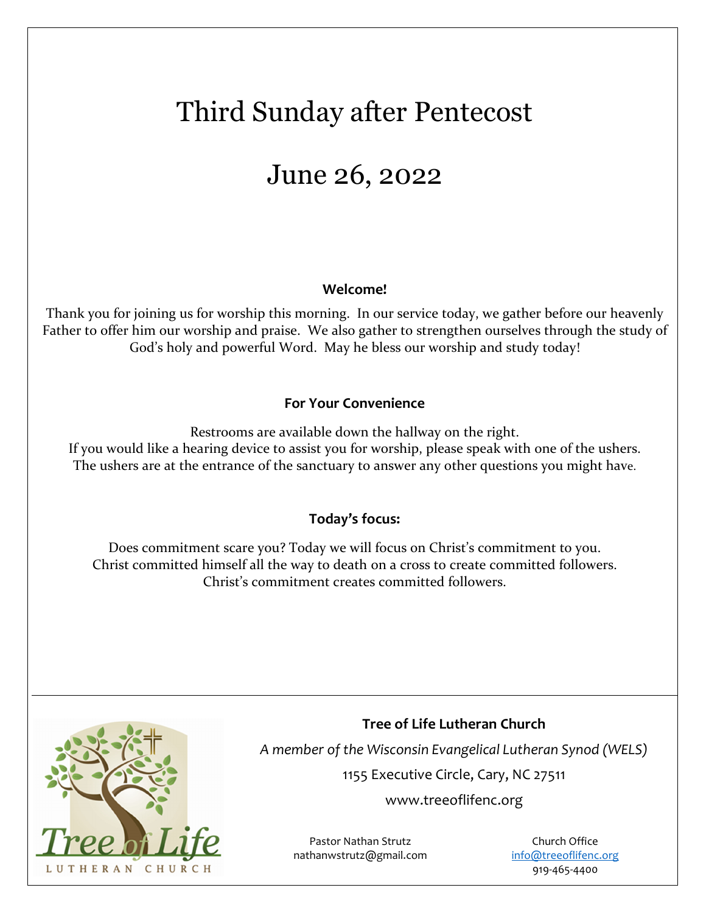# Third Sunday after Pentecost

# June 26, 2022

**Welcome!**

Thank you for joining us for worship this morning. In our service today, we gather before our heavenly Father to offer him our worship and praise. We also gather to strengthen ourselves through the study of God's holy and powerful Word. May he bless our worship and study today!

**For Your Convenience**

Restrooms are available down the hallway on the right.
If you would like a hearing device to assist you for worship, please speak with one of the ushers.
The ushers are at the entrance of the sanctuary to answer any other questions you might have.

**Today's focus:**

Does commitment scare you? Today we will focus on Christ's commitment to you.
Christ committed himself all the way to death on a cross to create committed followers.
Christ's commitment creates committed followers.

**Tree of Life Lutheran Church**

*A member of the Wisconsin Evangelical Lutheran Synod (WELS)*

1155 Executive Circle, Cary, NC 27511

www.treeoflifenc.org

Pastor Nathan Strutz
nathanwstrutz@gmail.com

Church Office
info@treeoflifenc.org
919-465-4400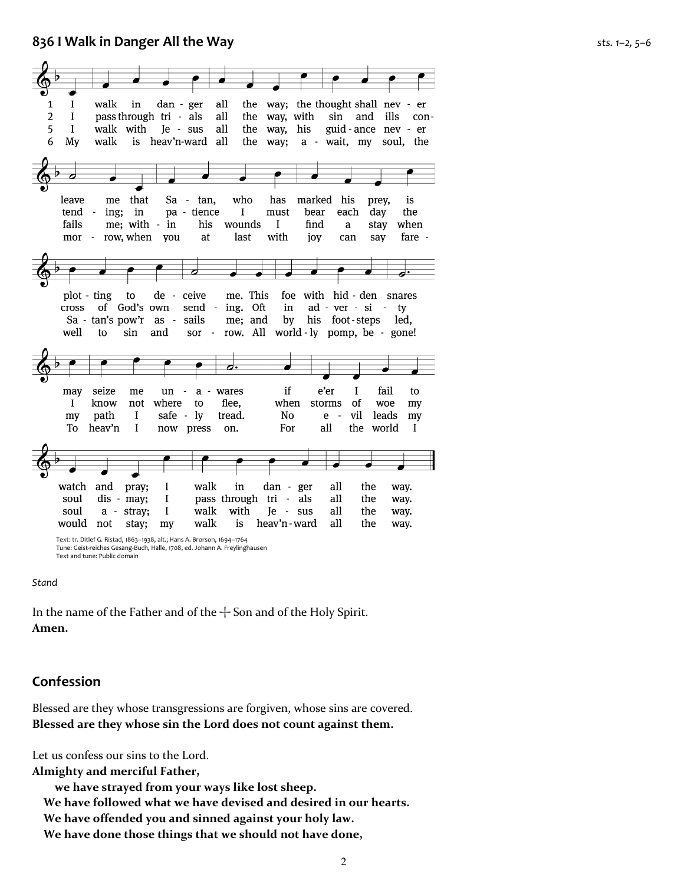## 836 I Walk in Danger All the Way

*sts. 1–2, 5–6*

1 I walk in danger all the way; the thought shall never leave me that Satan, who has marked his prey, is plotting to deceive me. This foe with hidden snares may seize me unawares if e'er I fail to watch and pray; I walk in danger all the way.

2 I pass through trials all the way, with sin and ills contending; in patience I must bear each day the cross of God's own sending. Oft in adversity I know not where to flee, when storms of woe my soul dismay; I pass through trials all the way.

5 I walk with Jesus all the way, his guidance never fails me; within his wounds I find a stay when Satan's pow'r assails me; and by his footsteps led, my path I safely tread. No evil leads my soul astray; I walk with Jesus all the way.

6 My walk is heav'nward all the way; await, my soul, the morrow, when you at last with joy can say farewell to sin and sorrow. All worldly pomp, begone! To heav'n I now press on. For all the world I would not stay; my walk is heav'nward all the way.

Text: tr. Ditlef G. Ristad, 1863–1938, alt.; Hans A. Brorson, 1694–1764
Tune: Geist-reiches Gesang-Buch, Halle, 1708, ed. Johann A. Freylinghausen
Text and tune: Public domain

*Stand*

In the name of the Father and of the ☩ Son and of the Holy Spirit.
**Amen.**

## Confession

Blessed are they whose transgressions are forgiven, whose sins are covered.
**Blessed are they whose sin the Lord does not count against them.**

Let us confess our sins to the Lord.
**Almighty and merciful Father,**
**we have strayed from your ways like lost sheep.**
**We have followed what we have devised and desired in our hearts.**
**We have offended you and sinned against your holy law.**
**We have done those things that we should not have done,**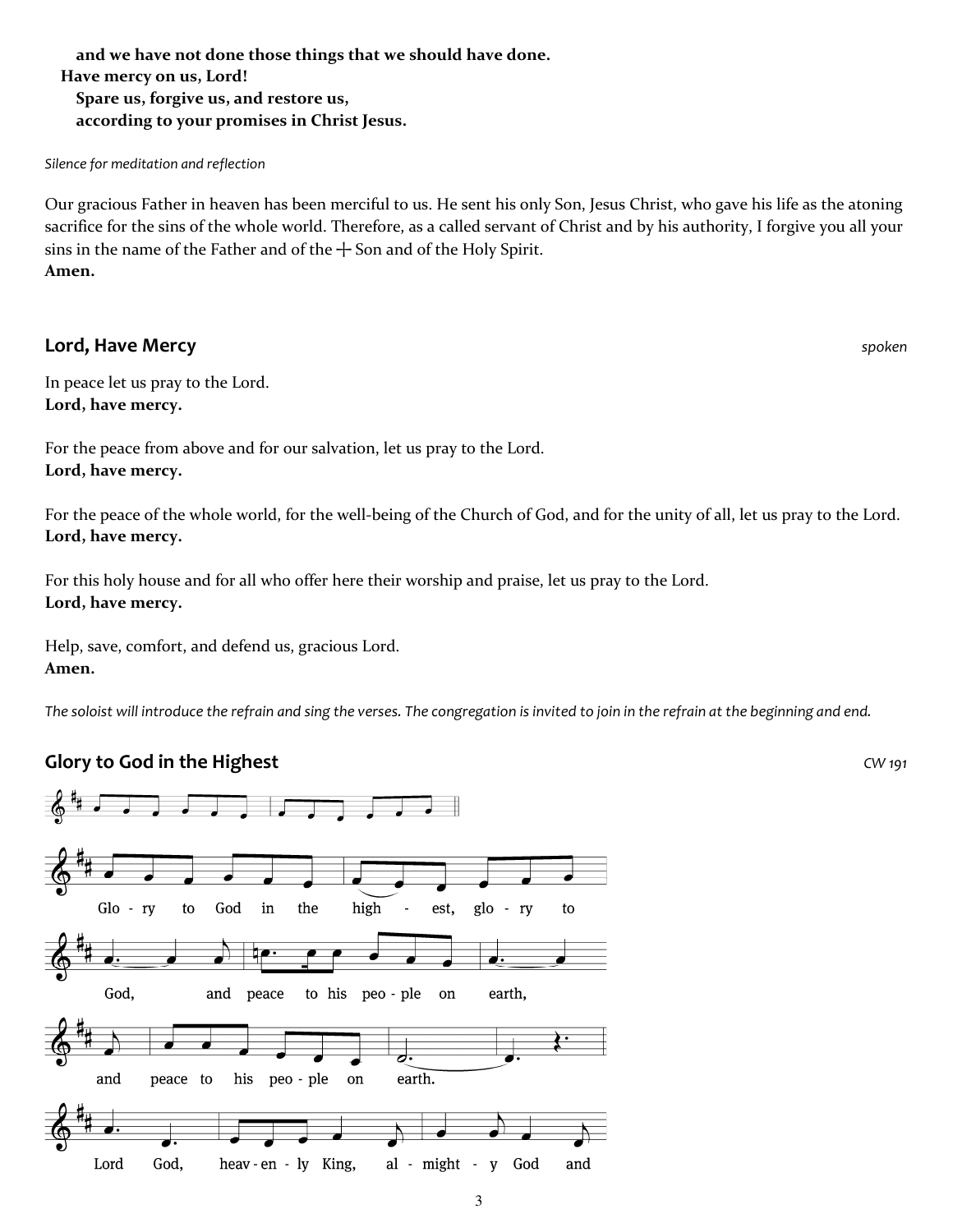**and we have not done those things that we should have done.**
**Have mercy on us, Lord!**
**Spare us, forgive us, and restore us,**
**according to your promises in Christ Jesus.**

*Silence for meditation and reflection*

Our gracious Father in heaven has been merciful to us. He sent his only Son, Jesus Christ, who gave his life as the atoning sacrifice for the sins of the whole world. Therefore, as a called servant of Christ and by his authority, I forgive you all your sins in the name of the Father and of the ┼ Son and of the Holy Spirit.
**Amen.**

## Lord, Have Mercy

*spoken*

In peace let us pray to the Lord.
**Lord, have mercy.**

For the peace from above and for our salvation, let us pray to the Lord.
**Lord, have mercy.**

For the peace of the whole world, for the well-being of the Church of God, and for the unity of all, let us pray to the Lord.
**Lord, have mercy.**

For this holy house and for all who offer here their worship and praise, let us pray to the Lord.
**Lord, have mercy.**

Help, save, comfort, and defend us, gracious Lord.
**Amen.**

*The soloist will introduce the refrain and sing the verses. The congregation is invited to join in the refrain at the beginning and end.*

## Glory to God in the Highest

*CW 191*

Glo - ry to God in the high - est, glo - ry to God, and peace to his peo - ple on earth, and peace to his peo - ple on earth.

Lord God, heav - en - ly King, al - might - y God and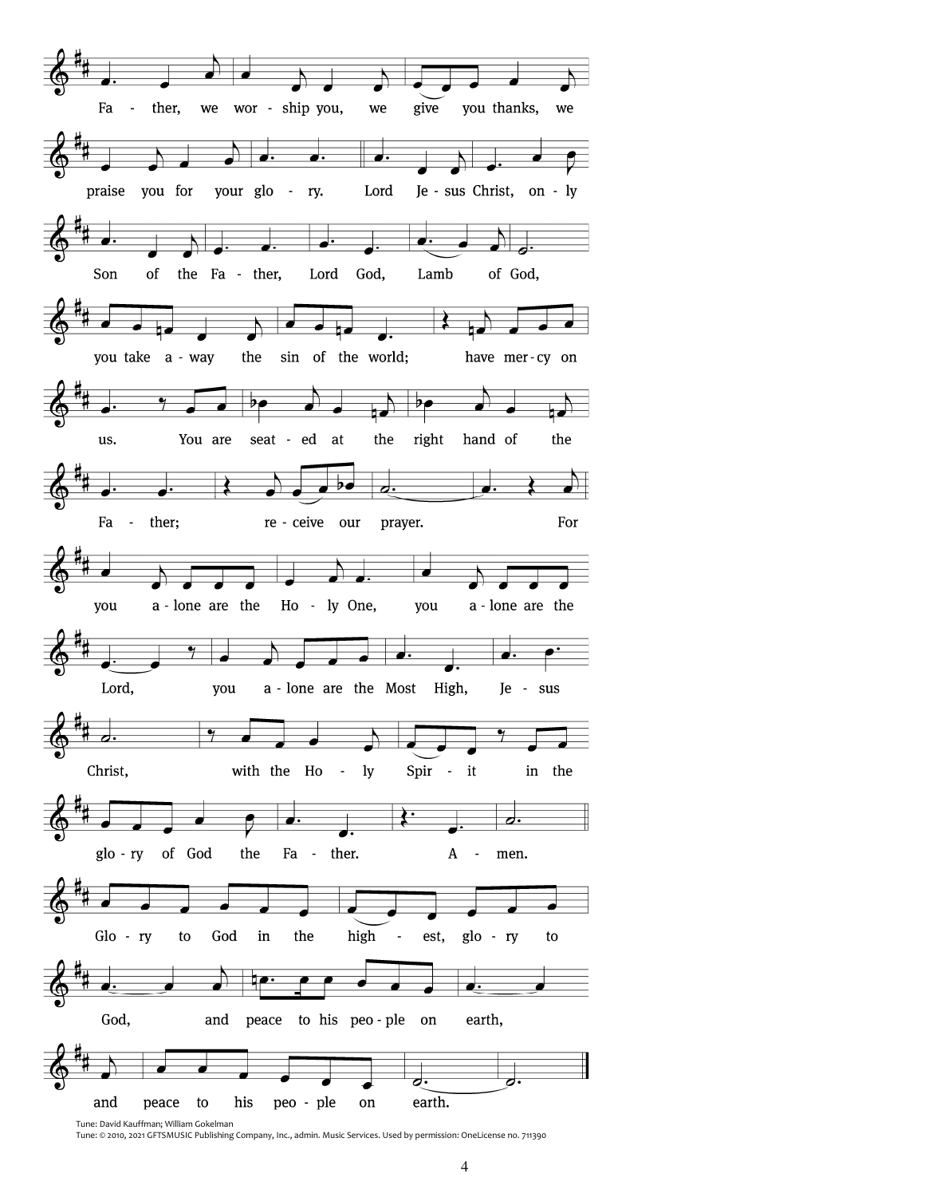Fa - ther, we wor - ship you, we give you thanks, we praise you for your glo - ry. Lord Je - sus Christ, on - ly Son of the Fa - ther, Lord God, Lamb of God, you take a - way the sin of the world; have mer - cy on us. You are seat - ed at the right hand of the Fa - ther; re - ceive our prayer. For you a - lone are the Ho - ly One, you a - lone are the Lord, you a - lone are the Most High, Je - sus Christ, with the Ho - ly Spir - it in the glo - ry of God the Fa - ther. A - men.

Glo - ry to God in the high - est, glo - ry to God, and peace to his peo - ple on earth, and peace to his peo - ple on earth.

Tune: David Kauffman; William Gokelman
Tune: © 2010, 2021 GFTSMUSIC Publishing Company, Inc., admin. Music Services. Used by permission: OneLicense no. 711390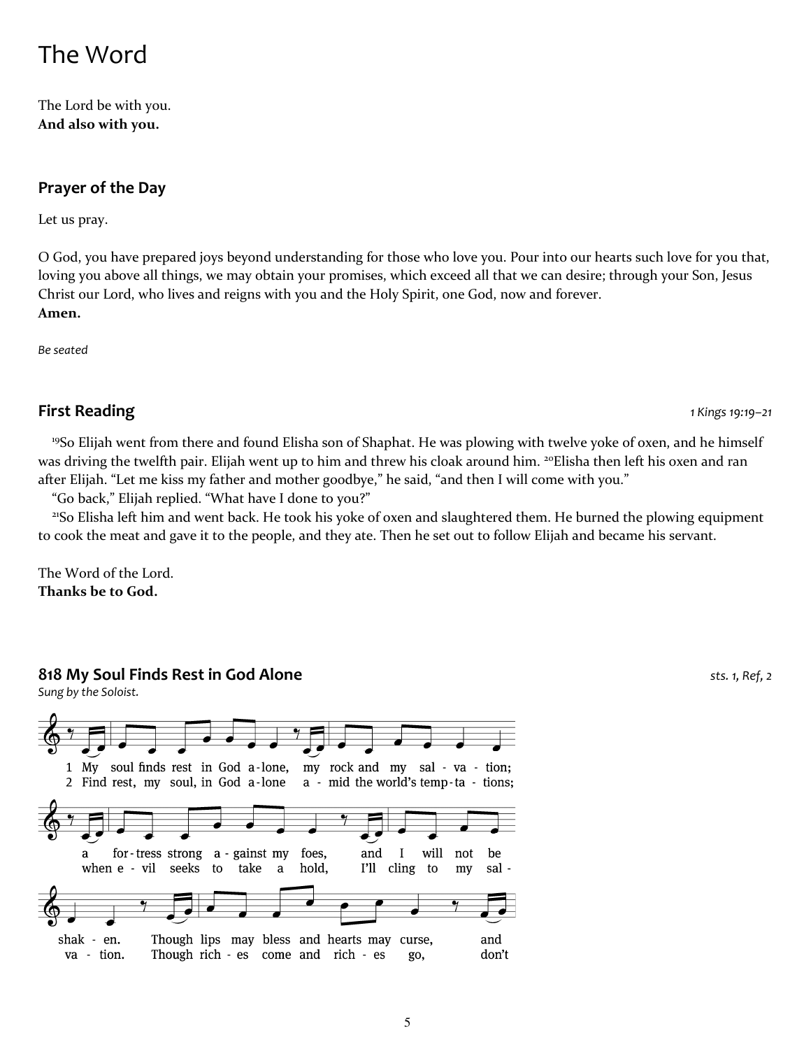# The Word

The Lord be with you.
**And also with you.**

## Prayer of the Day

Let us pray.

O God, you have prepared joys beyond understanding for those who love you. Pour into our hearts such love for you that, loving you above all things, we may obtain your promises, which exceed all that we can desire; through your Son, Jesus Christ our Lord, who lives and reigns with you and the Holy Spirit, one God, now and forever.
**Amen.**

*Be seated*

## First Reading

*1 Kings 19:19–21*

[19]So Elijah went from there and found Elisha son of Shaphat. He was plowing with twelve yoke of oxen, and he himself was driving the twelfth pair. Elijah went up to him and threw his cloak around him. [20]Elisha then left his oxen and ran after Elijah. "Let me kiss my father and mother goodbye," he said, "and then I will come with you."

"Go back," Elijah replied. "What have I done to you?"

[21]So Elisha left him and went back. He took his yoke of oxen and slaughtered them. He burned the plowing equipment to cook the meat and gave it to the people, and they ate. Then he set out to follow Elijah and became his servant.

The Word of the Lord.
**Thanks be to God.**

## 818 My Soul Finds Rest in God Alone

*sts. 1, Ref, 2*

*Sung by the Soloist.*

1 My soul finds rest in God alone, my rock and my salvation; a fortress strong against my foes, and I will not be shaken. Though lips may bless and hearts may curse, and

2 Find rest, my soul, in God alone amid the world's temptations; when evil seeks to take a hold, I'll cling to my salvation. Though riches come and riches go, don't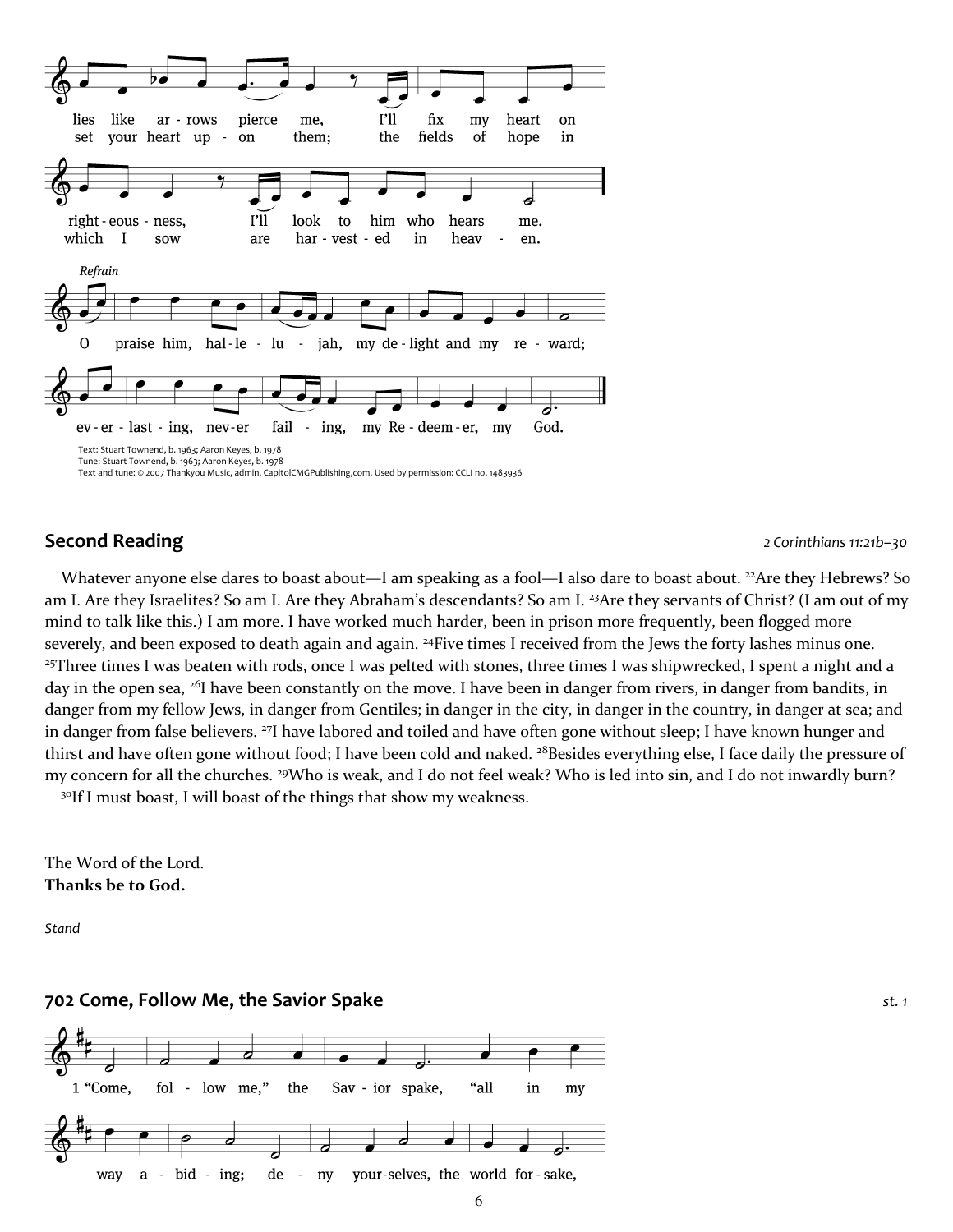lies like ar - rows pierce me, I'll fix my heart on
set your heart up - on them; the fields of hope in

right - eous - ness, I'll look to him who hears me.
which I sow are har - vest - ed in heav - en.

*Refrain*

O praise him, hal - le - lu - jah, my de - light and my re - ward;

ev - er - last - ing, nev - er fail - ing, my Re - deem - er, my God.

Text: Stuart Townend, b. 1963; Aaron Keyes, b. 1978
Tune: Stuart Townend, b. 1963; Aaron Keyes, b. 1978
Text and tune: © 2007 Thankyou Music, admin. CapitolCMGPublishing,com. Used by permission: CCLI no. 1483936

## Second Reading

*2 Corinthians 11:21b–30*

Whatever anyone else dares to boast about—I am speaking as a fool—I also dare to boast about. [22]Are they Hebrews? So am I. Are they Israelites? So am I. Are they Abraham's descendants? So am I. [23]Are they servants of Christ? (I am out of my mind to talk like this.) I am more. I have worked much harder, been in prison more frequently, been flogged more severely, and been exposed to death again and again. [24]Five times I received from the Jews the forty lashes minus one. [25]Three times I was beaten with rods, once I was pelted with stones, three times I was shipwrecked, I spent a night and a day in the open sea, [26]I have been constantly on the move. I have been in danger from rivers, in danger from bandits, in danger from my fellow Jews, in danger from Gentiles; in danger in the city, in danger in the country, in danger at sea; and in danger from false believers. [27]I have labored and toiled and have often gone without sleep; I have known hunger and thirst and have often gone without food; I have been cold and naked. [28]Besides everything else, I face daily the pressure of my concern for all the churches. [29]Who is weak, and I do not feel weak? Who is led into sin, and I do not inwardly burn?
[30]If I must boast, I will boast of the things that show my weakness.

The Word of the Lord.
**Thanks be to God.**

*Stand*

## 702 Come, Follow Me, the Savior Spake

*st. 1*

1 "Come, fol - low me," the Sav - ior spake, "all in my

way a - bid - ing; de - ny your - selves, the world for - sake,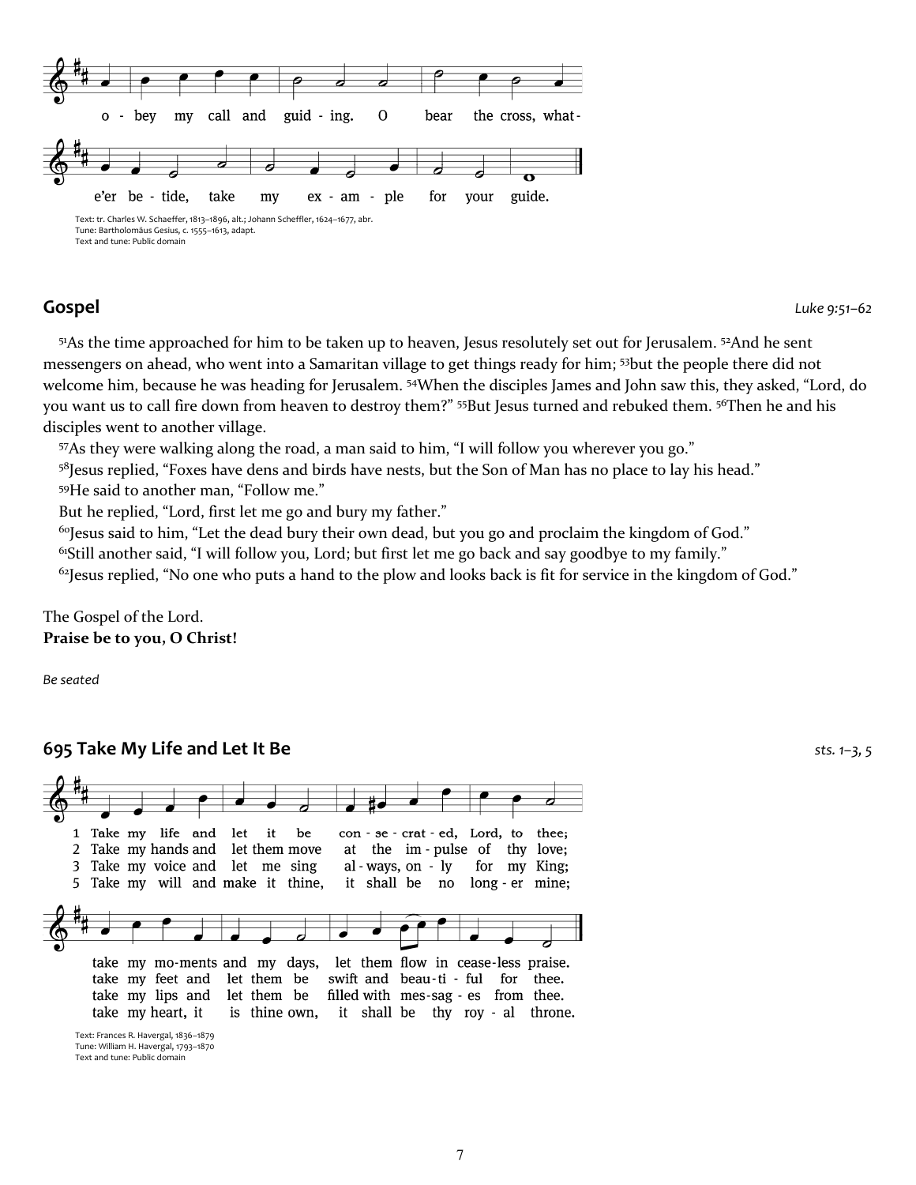o - bey my call and guid - ing. O bear the cross, what-

e'er be - tide, take my ex - am - ple for your guide.

Text: tr. Charles W. Schaeffer, 1813–1896, alt.; Johann Scheffler, 1624–1677, abr.
Tune: Bartholomäus Gesius, c. 1555–1613, adapt.
Text and tune: Public domain

## Gospel *Luke 9:51–62*

[51]As the time approached for him to be taken up to heaven, Jesus resolutely set out for Jerusalem. [52]And he sent messengers on ahead, who went into a Samaritan village to get things ready for him; [53]but the people there did not welcome him, because he was heading for Jerusalem. [54]When the disciples James and John saw this, they asked, "Lord, do you want us to call fire down from heaven to destroy them?" [55]But Jesus turned and rebuked them. [56]Then he and his disciples went to another village.

[57]As they were walking along the road, a man said to him, "I will follow you wherever you go."

[58]Jesus replied, "Foxes have dens and birds have nests, but the Son of Man has no place to lay his head."

[59]He said to another man, "Follow me."

But he replied, "Lord, first let me go and bury my father."

[60]Jesus said to him, "Let the dead bury their own dead, but you go and proclaim the kingdom of God."

[61]Still another said, "I will follow you, Lord; but first let me go back and say goodbye to my family."

[62]Jesus replied, "No one who puts a hand to the plow and looks back is fit for service in the kingdom of God."

The Gospel of the Lord.
**Praise be to you, O Christ!**

*Be seated*

## 695 Take My Life and Let It Be *sts. 1–3, 5*

1 Take my life and let it be con - se - crat - ed, Lord, to thee;
2 Take my hands and let them move at the im - pulse of thy love;
3 Take my voice and let me sing al - ways, on - ly for my King;
5 Take my will and make it thine, it shall be no long - er mine;

take my mo-ments and my days, let them flow in cease-less praise.
take my feet and let them be swift and beau - ti - ful for thee.
take my lips and let them be filled with mes-sag - es from thee.
take my heart, it is thine own, it shall be thy roy - al throne.

Text: Frances R. Havergal, 1836–1879
Tune: William H. Havergal, 1793–1870
Text and tune: Public domain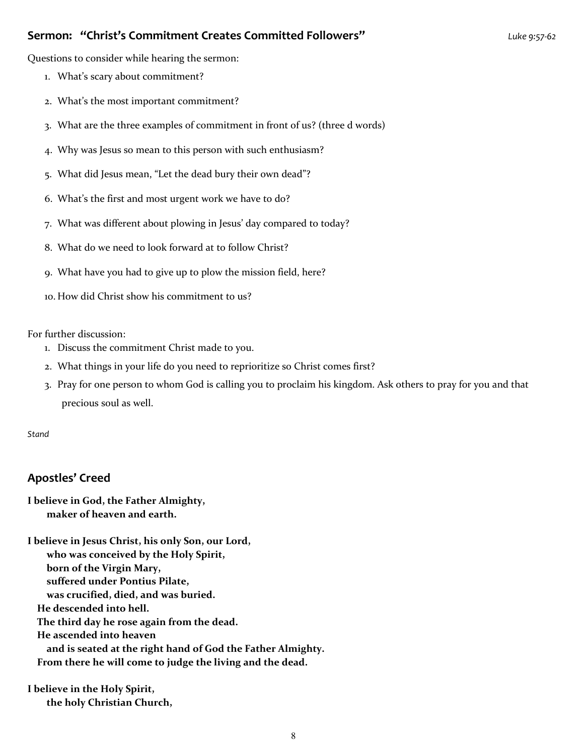## Sermon: "Christ's Commitment Creates Committed Followers" *Luke 9:57-62*

Questions to consider while hearing the sermon:

1. What's scary about commitment?
2. What's the most important commitment?
3. What are the three examples of commitment in front of us? (three d words)
4. Why was Jesus so mean to this person with such enthusiasm?
5. What did Jesus mean, "Let the dead bury their own dead"?
6. What's the first and most urgent work we have to do?
7. What was different about plowing in Jesus' day compared to today?
8. What do we need to look forward at to follow Christ?
9. What have you had to give up to plow the mission field, here?
10. How did Christ show his commitment to us?

For further discussion:

1. Discuss the commitment Christ made to you.
2. What things in your life do you need to reprioritize so Christ comes first?
3. Pray for one person to whom God is calling you to proclaim his kingdom. Ask others to pray for you and that precious soul as well.

*Stand*

## Apostles' Creed

**I believe in God, the Father Almighty,**
**maker of heaven and earth.**

**I believe in Jesus Christ, his only Son, our Lord,**
**who was conceived by the Holy Spirit,**
**born of the Virgin Mary,**
**suffered under Pontius Pilate,**
**was crucified, died, and was buried.**
**He descended into hell.**
**The third day he rose again from the dead.**
**He ascended into heaven**
**and is seated at the right hand of God the Father Almighty.**
**From there he will come to judge the living and the dead.**

**I believe in the Holy Spirit,**
**the holy Christian Church,**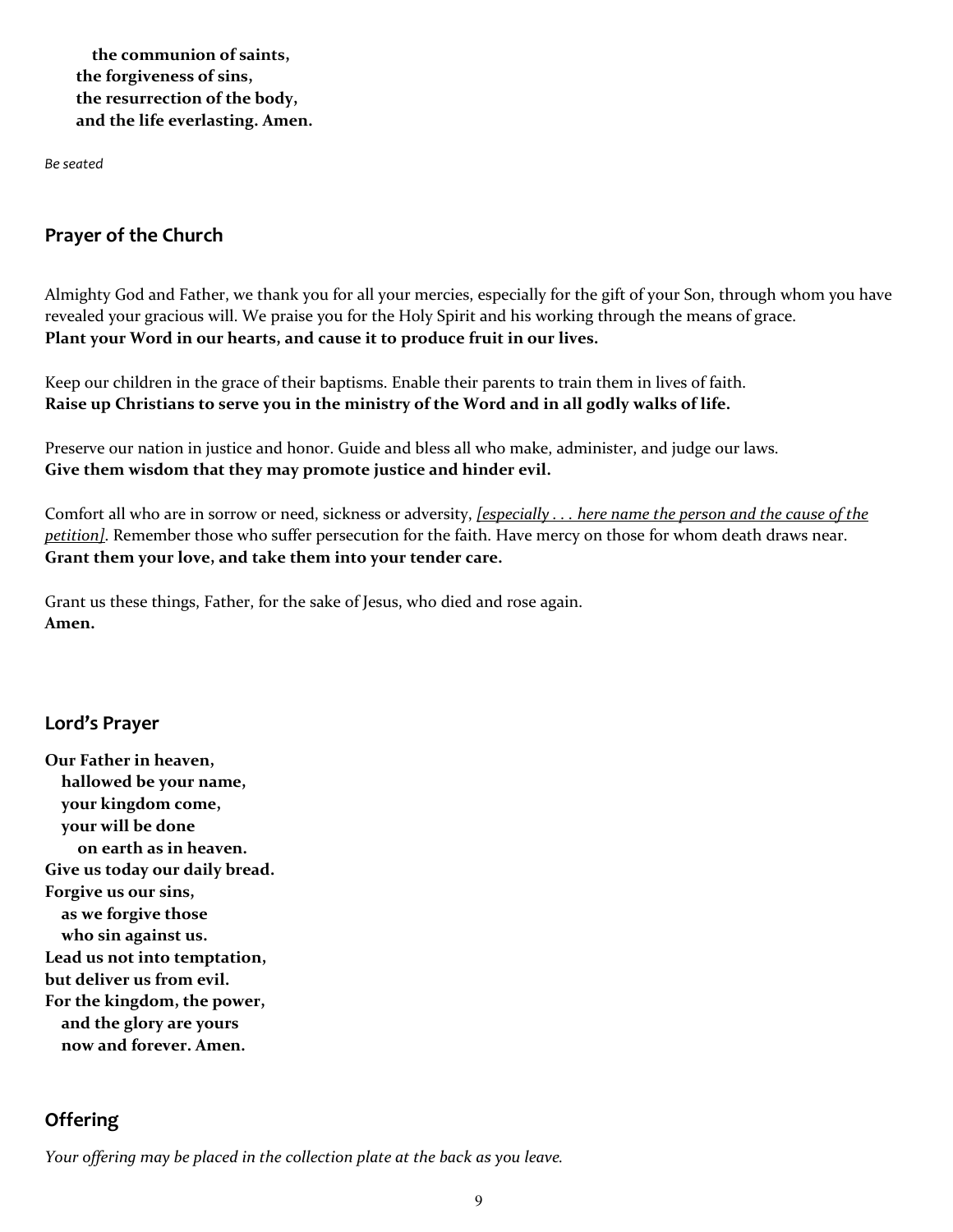**the communion of saints,**
**the forgiveness of sins,**
**the resurrection of the body,**
**and the life everlasting. Amen.**

*Be seated*

## Prayer of the Church

Almighty God and Father, we thank you for all your mercies, especially for the gift of your Son, through whom you have revealed your gracious will. We praise you for the Holy Spirit and his working through the means of grace.
**Plant your Word in our hearts, and cause it to produce fruit in our lives.**

Keep our children in the grace of their baptisms. Enable their parents to train them in lives of faith.
**Raise up Christians to serve you in the ministry of the Word and in all godly walks of life.**

Preserve our nation in justice and honor. Guide and bless all who make, administer, and judge our laws.
**Give them wisdom that they may promote justice and hinder evil.**

Comfort all who are in sorrow or need, sickness or adversity, *[especially . . . here name the person and the cause of the petition]*. Remember those who suffer persecution for the faith. Have mercy on those for whom death draws near.
**Grant them your love, and take them into your tender care.**

Grant us these things, Father, for the sake of Jesus, who died and rose again.
**Amen.**

## Lord's Prayer

**Our Father in heaven,**
**hallowed be your name,**
**your kingdom come,**
**your will be done**
**on earth as in heaven.**
**Give us today our daily bread.**
**Forgive us our sins,**
**as we forgive those**
**who sin against us.**
**Lead us not into temptation,**
**but deliver us from evil.**
**For the kingdom, the power,**
**and the glory are yours**
**now and forever. Amen.**

## Offering

*Your offering may be placed in the collection plate at the back as you leave.*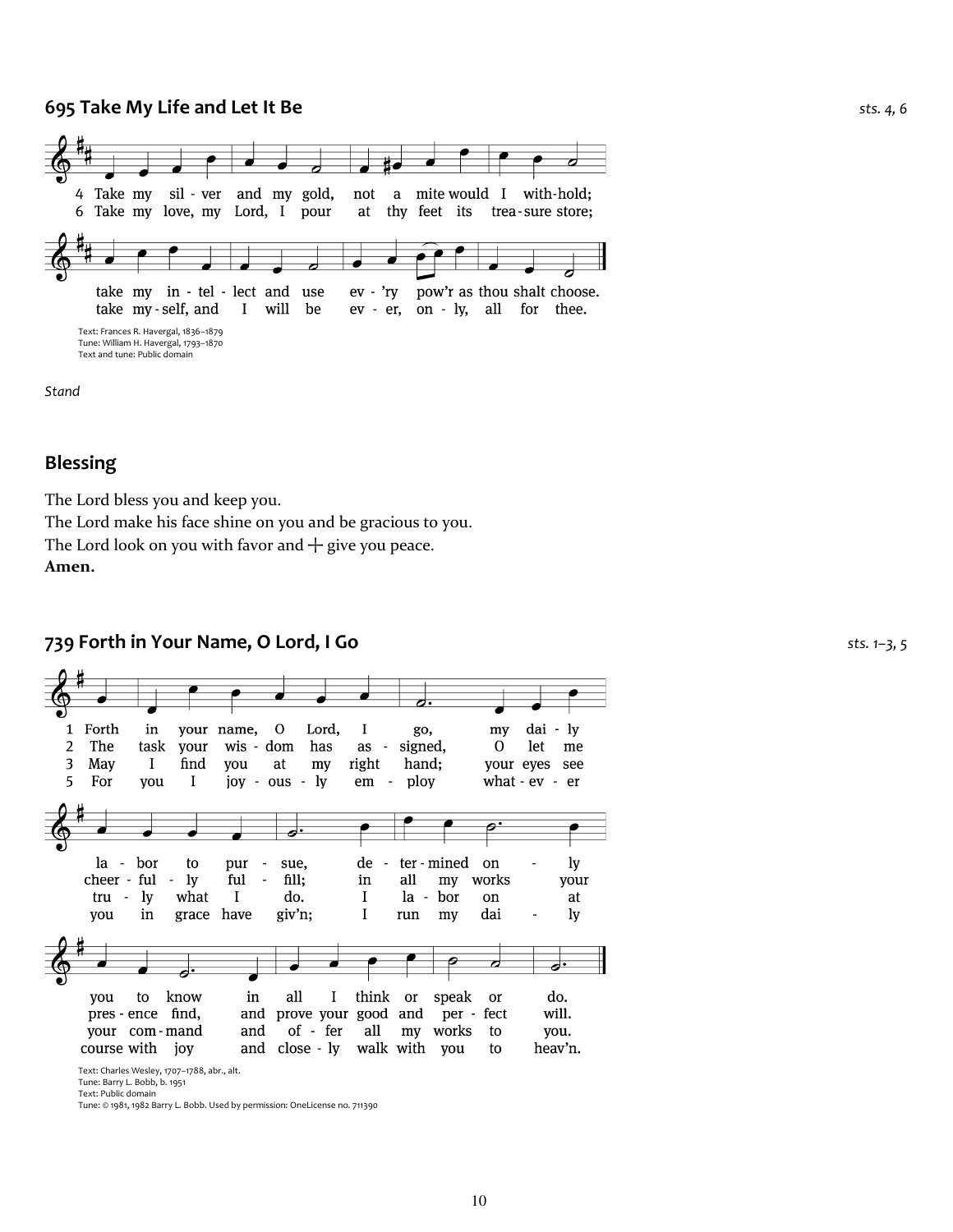## 695 Take My Life and Let It Be

*sts. 4, 6*

4 Take my silver and my gold, not a mite would I withhold;
take my intellect and use ev'ry pow'r as thou shalt choose.

6 Take my love, my Lord, I pour at thy feet its treasure store;
take myself, and I will be ever, only, all for thee.

Text: Frances R. Havergal, 1836–1879
Tune: William H. Havergal, 1793–1870
Text and tune: Public domain

*Stand*

## Blessing

The Lord bless you and keep you.
The Lord make his face shine on you and be gracious to you.
The Lord look on you with favor and ☩ give you peace.
**Amen.**

## 739 Forth in Your Name, O Lord, I Go

*sts. 1–3, 5*

1 Forth in your name, O Lord, I go, my daily labor to pursue, determined only you to know in all I think or speak or do.

2 The task your wisdom has assigned, O let me cheerfully fulfill; in all my works your presence find, and prove your good and perfect will.

3 May I find you at my right hand; your eyes see truly what I do. I labor on at your command and offer all my works to you.

5 For you I joyously employ whatever you in grace have giv'n; I run my daily course with joy and closely walk with you to heav'n.

Text: Charles Wesley, 1707–1788, abr., alt.
Tune: Barry L. Bobb, b. 1951
Text: Public domain
Tune: © 1981, 1982 Barry L. Bobb. Used by permission: OneLicense no. 711390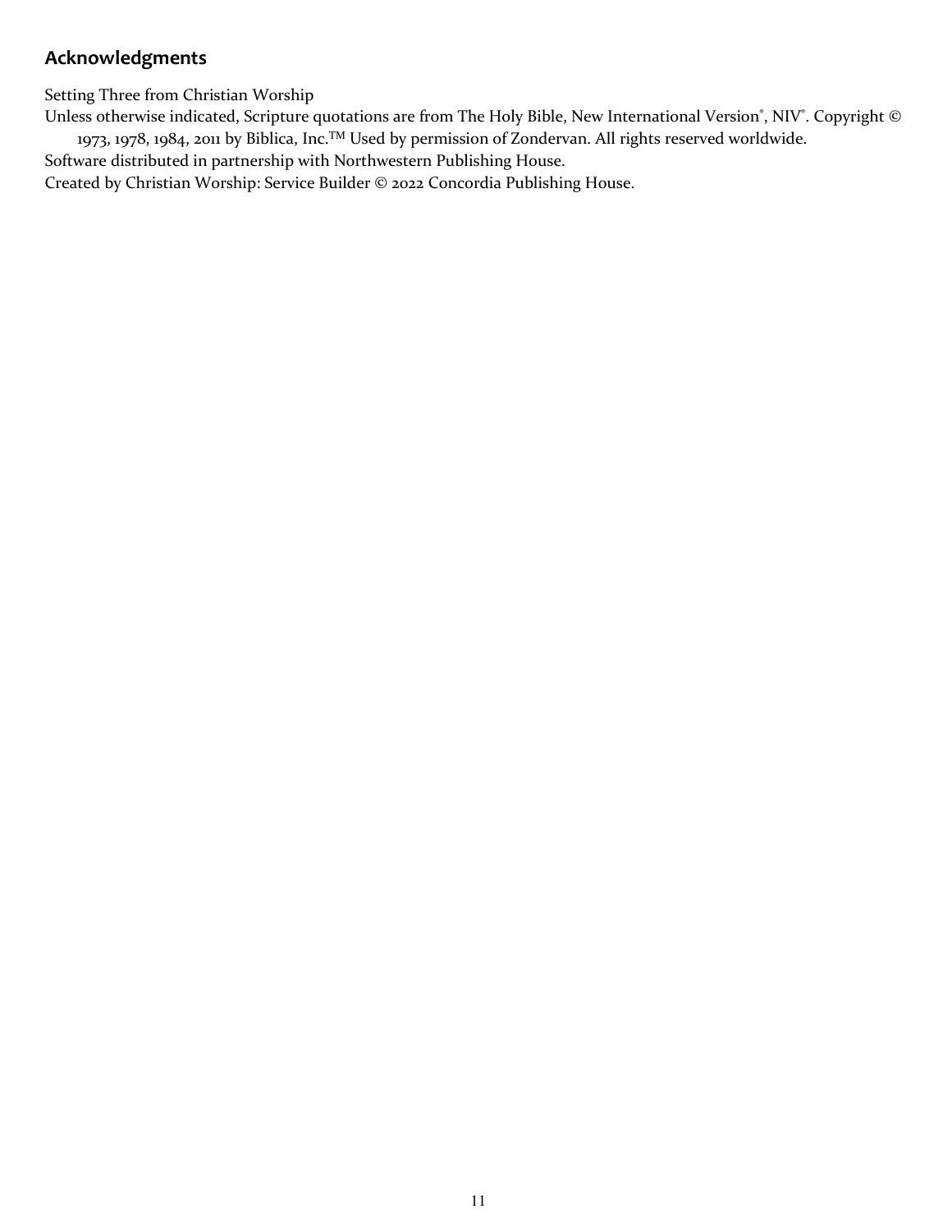## Acknowledgments

Setting Three from Christian Worship

Unless otherwise indicated, Scripture quotations are from The Holy Bible, New International Version®, NIV®. Copyright © 1973, 1978, 1984, 2011 by Biblica, Inc.™ Used by permission of Zondervan. All rights reserved worldwide.

Software distributed in partnership with Northwestern Publishing House.

Created by Christian Worship: Service Builder © 2022 Concordia Publishing House.